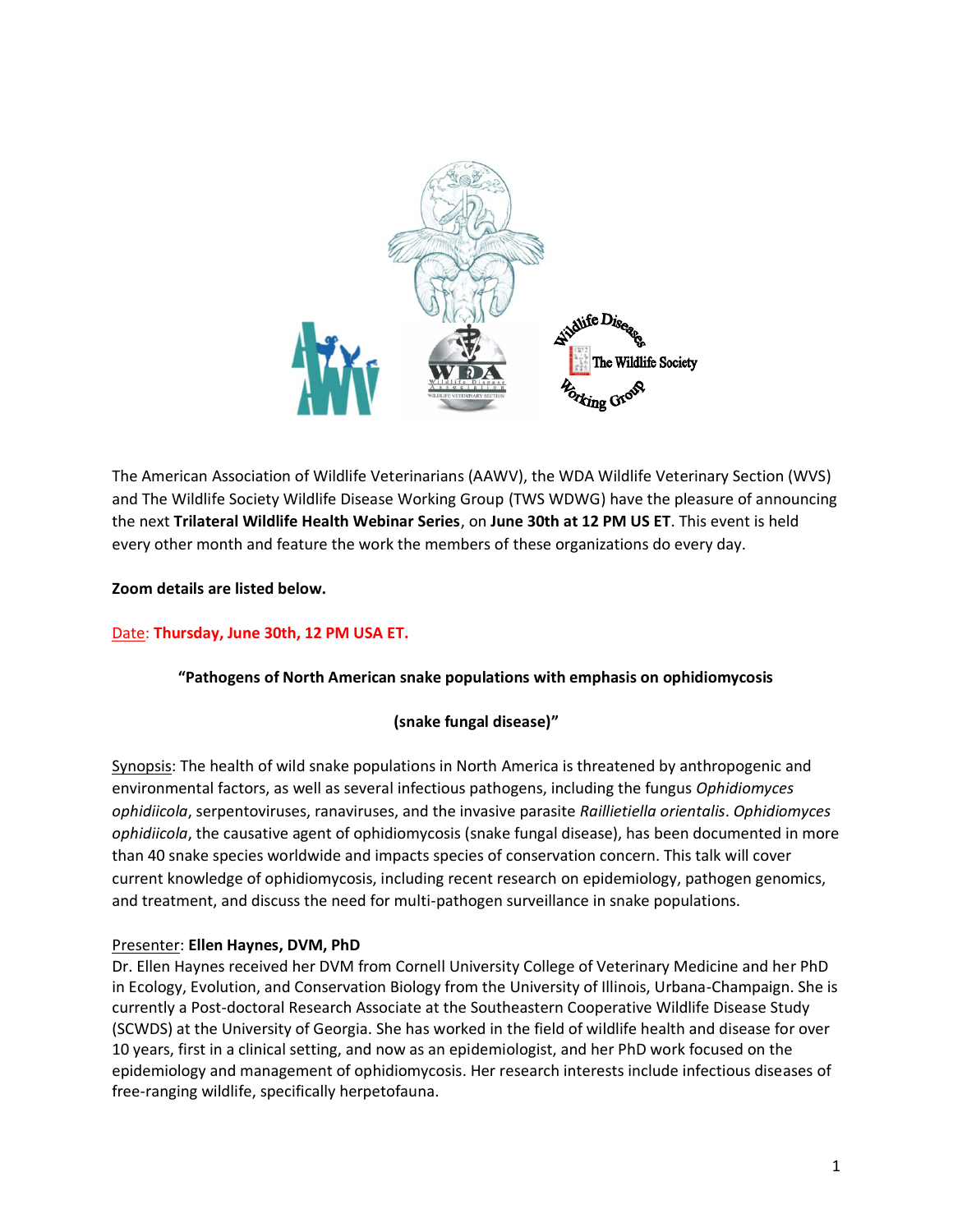The American Association of Wildlife Veterinarians (AAWV), the WDA Wildlife Veterinary Section (WVS) and The Wildlife Society Wildlife Disease Working Group (TWS WDWG) have the pleasure of announcing the next **Trilateral Wildlife Health Webinar Series**, on **June 30th at 12 PM US ET**. This event is held every other month and feature the work the members of these organizations do every day.

**Zoom details are listed below.**

Date: **Thursday, June 30th, 12 PM USA ET.**

**"Pathogens of North American snake populations with emphasis on ophidiomycosis**

**(snake fungal disease)"**

Synopsis: The health of wild snake populations in North America is threatened by anthropogenic and environmental factors, as well as several infectious pathogens, including the fungus *Ophidiomyces ophidiicola*, serpentoviruses, ranaviruses, and the invasive parasite *Raillietiella orientalis*. *Ophidiomyces ophidiicola*, the causative agent of ophidiomycosis (snake fungal disease), has been documented in more than 40 snake species worldwide and impacts species of conservation concern. This talk will cover current knowledge of ophidiomycosis, including recent research on epidemiology, pathogen genomics, and treatment, and discuss the need for multi-pathogen surveillance in snake populations.

Presenter: **Ellen Haynes, DVM, PhD**
Dr. Ellen Haynes received her DVM from Cornell University College of Veterinary Medicine and her PhD in Ecology, Evolution, and Conservation Biology from the University of Illinois, Urbana-Champaign. She is currently a Post-doctoral Research Associate at the Southeastern Cooperative Wildlife Disease Study (SCWDS) at the University of Georgia. She has worked in the field of wildlife health and disease for over 10 years, first in a clinical setting, and now as an epidemiologist, and her PhD work focused on the epidemiology and management of ophidiomycosis. Her research interests include infectious diseases of free-ranging wildlife, specifically herpetofauna.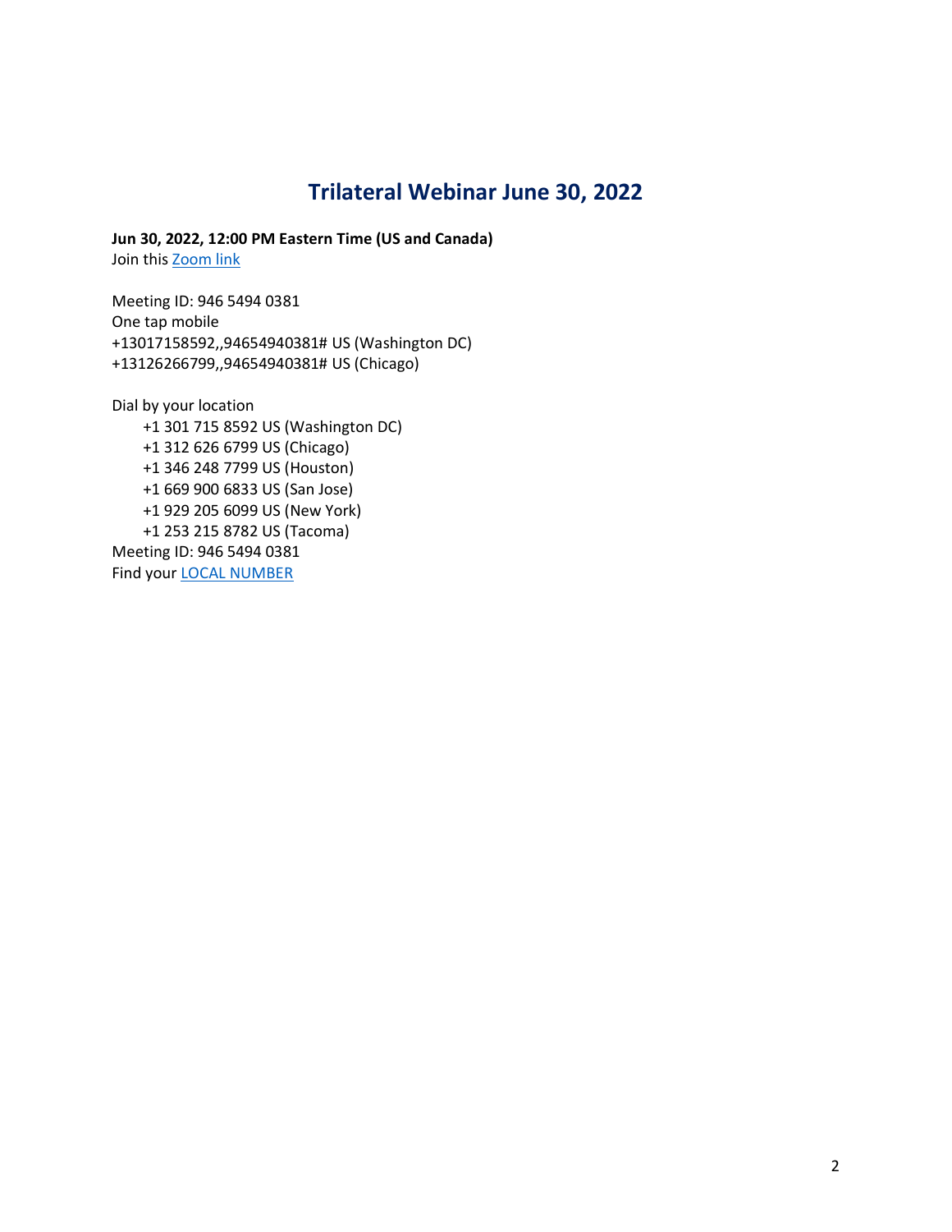# Trilateral Webinar June 30, 2022

**Jun 30, 2022, 12:00 PM Eastern Time (US and Canada)**
Join this Zoom link

Meeting ID: 946 5494 0381
One tap mobile
+13017158592,,94654940381# US (Washington DC)
+13126266799,,94654940381# US (Chicago)

Dial by your location
+1 301 715 8592 US (Washington DC)
+1 312 626 6799 US (Chicago)
+1 346 248 7799 US (Houston)
+1 669 900 6833 US (San Jose)
+1 929 205 6099 US (New York)
+1 253 215 8782 US (Tacoma)
Meeting ID: 946 5494 0381
Find your LOCAL NUMBER